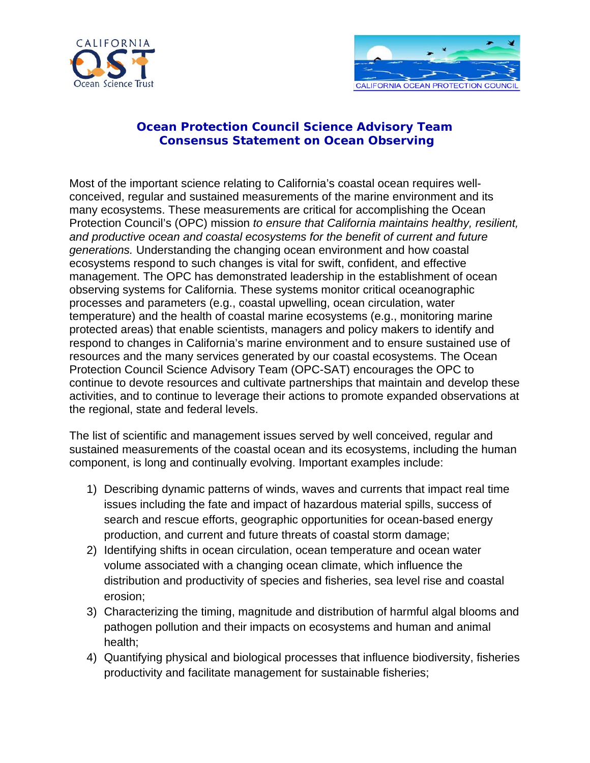# Ocean Protection Council Science Advisory Team Consensus Statement on Ocean Observing

Most of the important science relating to California's coastal ocean requires well-conceived, regular and sustained measurements of the marine environment and its many ecosystems. These measurements are critical for accomplishing the Ocean Protection Council's (OPC) mission *to ensure that California maintains healthy, resilient, and productive ocean and coastal ecosystems for the benefit of current and future generations.* Understanding the changing ocean environment and how coastal ecosystems respond to such changes is vital for swift, confident, and effective management. The OPC has demonstrated leadership in the establishment of ocean observing systems for California. These systems monitor critical oceanographic processes and parameters (e.g., coastal upwelling, ocean circulation, water temperature) and the health of coastal marine ecosystems (e.g., monitoring marine protected areas) that enable scientists, managers and policy makers to identify and respond to changes in California's marine environment and to ensure sustained use of resources and the many services generated by our coastal ecosystems. The Ocean Protection Council Science Advisory Team (OPC-SAT) encourages the OPC to continue to devote resources and cultivate partnerships that maintain and develop these activities, and to continue to leverage their actions to promote expanded observations at the regional, state and federal levels.

The list of scientific and management issues served by well conceived, regular and sustained measurements of the coastal ocean and its ecosystems, including the human component, is long and continually evolving. Important examples include:

1) Describing dynamic patterns of winds, waves and currents that impact real time issues including the fate and impact of hazardous material spills, success of search and rescue efforts, geographic opportunities for ocean-based energy production, and current and future threats of coastal storm damage;
2) Identifying shifts in ocean circulation, ocean temperature and ocean water volume associated with a changing ocean climate, which influence the distribution and productivity of species and fisheries, sea level rise and coastal erosion;
3) Characterizing the timing, magnitude and distribution of harmful algal blooms and pathogen pollution and their impacts on ecosystems and human and animal health;
4) Quantifying physical and biological processes that influence biodiversity, fisheries productivity and facilitate management for sustainable fisheries;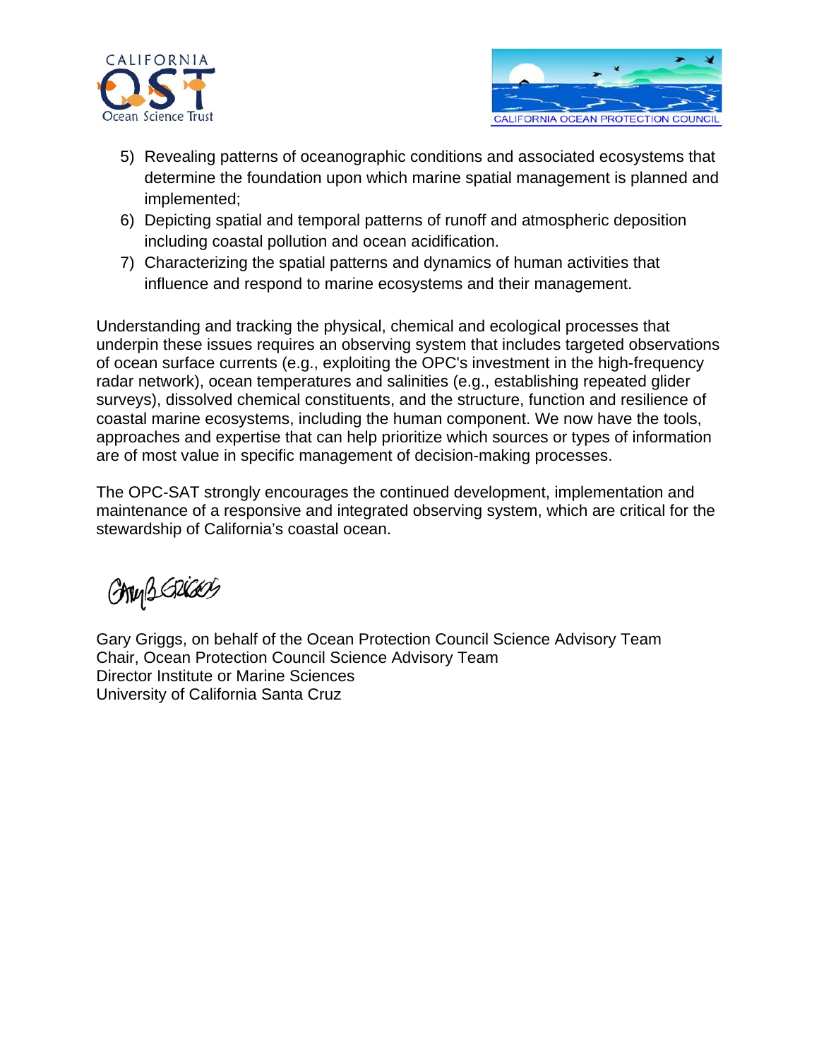5) Revealing patterns of oceanographic conditions and associated ecosystems that determine the foundation upon which marine spatial management is planned and implemented;
6) Depicting spatial and temporal patterns of runoff and atmospheric deposition including coastal pollution and ocean acidification.
7) Characterizing the spatial patterns and dynamics of human activities that influence and respond to marine ecosystems and their management.

Understanding and tracking the physical, chemical and ecological processes that underpin these issues requires an observing system that includes targeted observations of ocean surface currents (e.g., exploiting the OPC's investment in the high-frequency radar network), ocean temperatures and salinities (e.g., establishing repeated glider surveys), dissolved chemical constituents, and the structure, function and resilience of coastal marine ecosystems, including the human component. We now have the tools, approaches and expertise that can help prioritize which sources or types of information are of most value in specific management of decision-making processes.

The OPC-SAT strongly encourages the continued development, implementation and maintenance of a responsive and integrated observing system, which are critical for the stewardship of California's coastal ocean.

Gary B Griggs

Gary Griggs, on behalf of the Ocean Protection Council Science Advisory Team
Chair, Ocean Protection Council Science Advisory Team
Director Institute or Marine Sciences
University of California Santa Cruz